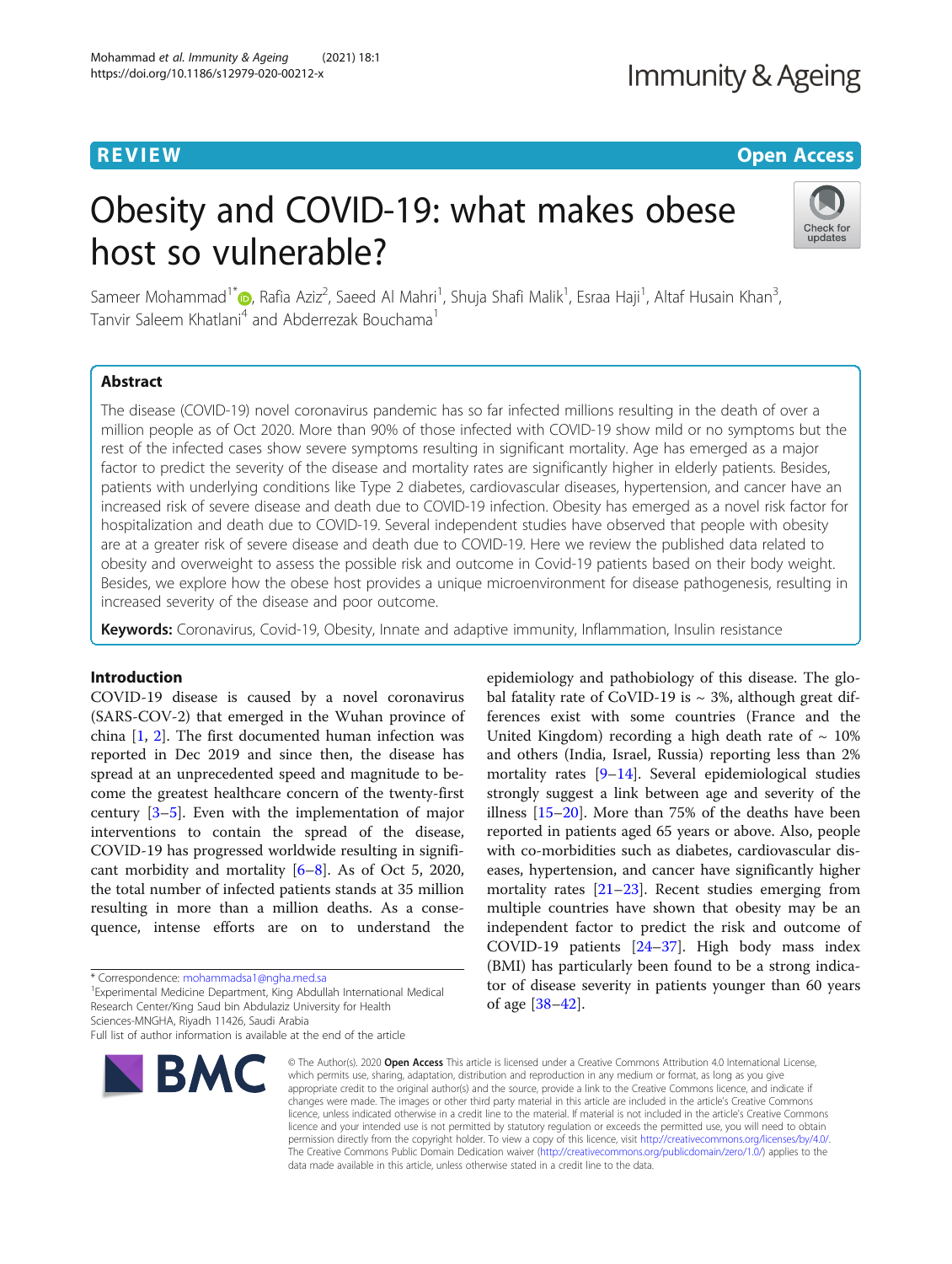REVIEW

Open Access

# Obesity and COVID-19: what makes obese host so vulnerable?

Sameer Mohammad[1*], Rafia Aziz[2], Saeed Al Mahri[1], Shuja Shafi Malik[1], Esraa Haji[1], Altaf Husain Khan[3], Tanvir Saleem Khatlani[4] and Abderrezak Bouchama[1]

## Abstract

The disease (COVID-19) novel coronavirus pandemic has so far infected millions resulting in the death of over a million people as of Oct 2020. More than 90% of those infected with COVID-19 show mild or no symptoms but the rest of the infected cases show severe symptoms resulting in significant mortality. Age has emerged as a major factor to predict the severity of the disease and mortality rates are significantly higher in elderly patients. Besides, patients with underlying conditions like Type 2 diabetes, cardiovascular diseases, hypertension, and cancer have an increased risk of severe disease and death due to COVID-19 infection. Obesity has emerged as a novel risk factor for hospitalization and death due to COVID-19. Several independent studies have observed that people with obesity are at a greater risk of severe disease and death due to COVID-19. Here we review the published data related to obesity and overweight to assess the possible risk and outcome in Covid-19 patients based on their body weight. Besides, we explore how the obese host provides a unique microenvironment for disease pathogenesis, resulting in increased severity of the disease and poor outcome.

**Keywords:** Coronavirus, Covid-19, Obesity, Innate and adaptive immunity, Inflammation, Insulin resistance

## Introduction

COVID-19 disease is caused by a novel coronavirus (SARS-COV-2) that emerged in the Wuhan province of china [1, 2]. The first documented human infection was reported in Dec 2019 and since then, the disease has spread at an unprecedented speed and magnitude to become the greatest healthcare concern of the twenty-first century [3–5]. Even with the implementation of major interventions to contain the spread of the disease, COVID-19 has progressed worldwide resulting in significant morbidity and mortality [6–8]. As of Oct 5, 2020, the total number of infected patients stands at 35 million resulting in more than a million deaths. As a consequence, intense efforts are on to understand the epidemiology and pathobiology of this disease. The global fatality rate of CoVID-19 is ~ 3%, although great differences exist with some countries (France and the United Kingdom) recording a high death rate of ~ 10% and others (India, Israel, Russia) reporting less than 2% mortality rates [9–14]. Several epidemiological studies strongly suggest a link between age and severity of the illness [15–20]. More than 75% of the deaths have been reported in patients aged 65 years or above. Also, people with co-morbidities such as diabetes, cardiovascular diseases, hypertension, and cancer have significantly higher mortality rates [21–23]. Recent studies emerging from multiple countries have shown that obesity may be an independent factor to predict the risk and outcome of COVID-19 patients [24–37]. High body mass index (BMI) has particularly been found to be a strong indicator of disease severity in patients younger than 60 years of age [38–42].

\* Correspondence: mohammadsa1@ngha.med.sa
[1]Experimental Medicine Department, King Abdullah International Medical Research Center/King Saud bin Abdulaziz University for Health Sciences-MNGHA, Riyadh 11426, Saudi Arabia
Full list of author information is available at the end of the article

© The Author(s). 2020 **Open Access** This article is licensed under a Creative Commons Attribution 4.0 International License, which permits use, sharing, adaptation, distribution and reproduction in any medium or format, as long as you give appropriate credit to the original author(s) and the source, provide a link to the Creative Commons licence, and indicate if changes were made. The images or other third party material in this article are included in the article's Creative Commons licence, unless indicated otherwise in a credit line to the material. If material is not included in the article's Creative Commons licence and your intended use is not permitted by statutory regulation or exceeds the permitted use, you will need to obtain permission directly from the copyright holder. To view a copy of this licence, visit http://creativecommons.org/licenses/by/4.0/. The Creative Commons Public Domain Dedication waiver (http://creativecommons.org/publicdomain/zero/1.0/) applies to the data made available in this article, unless otherwise stated in a credit line to the data.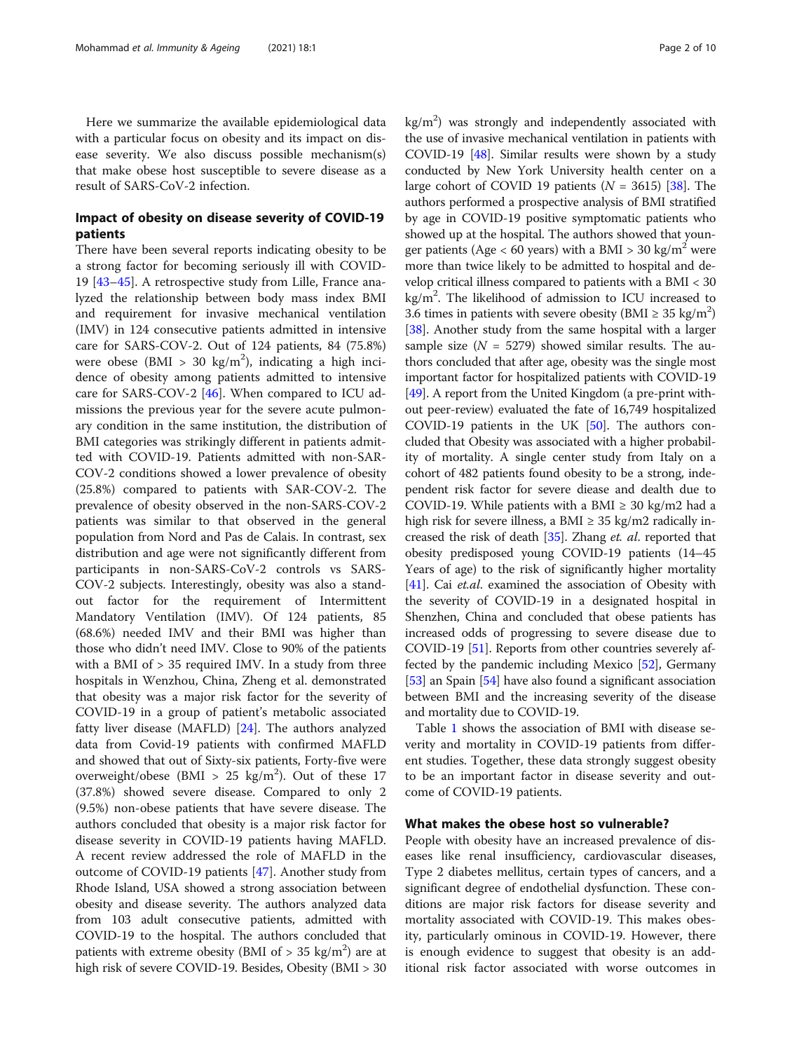Here we summarize the available epidemiological data with a particular focus on obesity and its impact on disease severity. We also discuss possible mechanism(s) that make obese host susceptible to severe disease as a result of SARS-CoV-2 infection.

## Impact of obesity on disease severity of COVID-19 patients

There have been several reports indicating obesity to be a strong factor for becoming seriously ill with COVID-19 [43–45]. A retrospective study from Lille, France analyzed the relationship between body mass index BMI and requirement for invasive mechanical ventilation (IMV) in 124 consecutive patients admitted in intensive care for SARS-COV-2. Out of 124 patients, 84 (75.8%) were obese (BMI > 30 $kg/m^2$), indicating a high incidence of obesity among patients admitted to intensive care for SARS-COV-2 [46]. When compared to ICU admissions the previous year for the severe acute pulmonary condition in the same institution, the distribution of BMI categories was strikingly different in patients admitted with COVID-19. Patients admitted with non-SAR-COV-2 conditions showed a lower prevalence of obesity (25.8%) compared to patients with SAR-COV-2. The prevalence of obesity observed in the non-SARS-COV-2 patients was similar to that observed in the general population from Nord and Pas de Calais. In contrast, sex distribution and age were not significantly different from participants in non-SARS-CoV-2 controls vs SARS-COV-2 subjects. Interestingly, obesity was also a standout factor for the requirement of Intermittent Mandatory Ventilation (IMV). Of 124 patients, 85 (68.6%) needed IMV and their BMI was higher than those who didn't need IMV. Close to 90% of the patients with a BMI of > 35 required IMV. In a study from three hospitals in Wenzhou, China, Zheng et al. demonstrated that obesity was a major risk factor for the severity of COVID-19 in a group of patient's metabolic associated fatty liver disease (MAFLD) [24]. The authors analyzed data from Covid-19 patients with confirmed MAFLD and showed that out of Sixty-six patients, Forty-five were overweight/obese (BMI > 25 $kg/m^2$). Out of these 17 (37.8%) showed severe disease. Compared to only 2 (9.5%) non-obese patients that have severe disease. The authors concluded that obesity is a major risk factor for disease severity in COVID-19 patients having MAFLD. A recent review addressed the role of MAFLD in the outcome of COVID-19 patients [47]. Another study from Rhode Island, USA showed a strong association between obesity and disease severity. The authors analyzed data from 103 adult consecutive patients, admitted with COVID-19 to the hospital. The authors concluded that patients with extreme obesity (BMI of > 35 $kg/m^2$) are at high risk of severe COVID-19. Besides, Obesity (BMI > 30 $kg/m^2$) was strongly and independently associated with the use of invasive mechanical ventilation in patients with COVID-19 [48]. Similar results were shown by a study conducted by New York University health center on a large cohort of COVID 19 patients ($N$ = 3615) [38]. The authors performed a prospective analysis of BMI stratified by age in COVID-19 positive symptomatic patients who showed up at the hospital. The authors showed that younger patients (Age < 60 years) with a BMI > 30 $kg/m^2$ were more than twice likely to be admitted to hospital and develop critical illness compared to patients with a BMI < 30 $kg/m^2$. The likelihood of admission to ICU increased to 3.6 times in patients with severe obesity (BMI ≥ 35 $kg/m^2$) [38]. Another study from the same hospital with a larger sample size ($N$ = 5279) showed similar results. The authors concluded that after age, obesity was the single most important factor for hospitalized patients with COVID-19 [49]. A report from the United Kingdom (a pre-print without peer-review) evaluated the fate of 16,749 hospitalized COVID-19 patients in the UK [50]. The authors concluded that Obesity was associated with a higher probability of mortality. A single center study from Italy on a cohort of 482 patients found obesity to be a strong, independent risk factor for severe diease and dealth due to COVID-19. While patients with a BMI ≥ 30 kg/m2 had a high risk for severe illness, a BMI ≥ 35 kg/m2 radically increased the risk of death [35]. Zhang *et. al.* reported that obesity predisposed young COVID-19 patients (14–45 Years of age) to the risk of significantly higher mortality [41]. Cai *et.al.* examined the association of Obesity with the severity of COVID-19 in a designated hospital in Shenzhen, China and concluded that obese patients has increased odds of progressing to severe disease due to COVID-19 [51]. Reports from other countries severely affected by the pandemic including Mexico [52], Germany [53] an Spain [54] have also found a significant association between BMI and the increasing severity of the disease and mortality due to COVID-19.

Table 1 shows the association of BMI with disease severity and mortality in COVID-19 patients from different studies. Together, these data strongly suggest obesity to be an important factor in disease severity and outcome of COVID-19 patients.

## What makes the obese host so vulnerable?

People with obesity have an increased prevalence of diseases like renal insufficiency, cardiovascular diseases, Type 2 diabetes mellitus, certain types of cancers, and a significant degree of endothelial dysfunction. These conditions are major risk factors for disease severity and mortality associated with COVID-19. This makes obesity, particularly ominous in COVID-19. However, there is enough evidence to suggest that obesity is an additional risk factor associated with worse outcomes in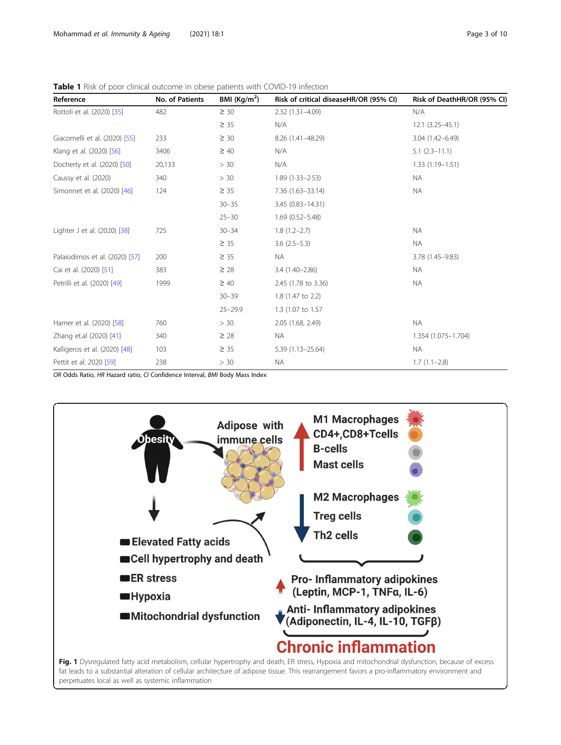**Table 1** Risk of poor clinical outcome in obese patients with COVID-19 infection

| Reference | No. of Patients | BMI (Kg/m$^2$) | Risk of critical diseaseHR/OR (95% CI) | Risk of DeathHR/OR (95% CI) |
|---|---|---|---|---|
| Rottoli et al. (2020) [35] | 482 | ≥ 30 | 2.32 (1.31–4.09) | N/A |
| | | ≥ 35 | N/A | 12.1 (3.25–45.1) |
| Giacomelli et al. (2020) [55] | 233 | ≥ 30 | 8.26 (1.41–48.29) | 3.04 (1.42–6.49) |
| Klang et al. (2020) [56] | 3406 | ≥ 40 | N/A | 5.1 (2.3–11.1) |
| Docherty et al. (2020) [50] | 20,133 | > 30 | N/A | 1.33 (1.19–1.51) |
| Caussy et al. (2020) | 340 | > 30 | 1·89 (1·33–2·53) | NA |
| Simonnet et al. (2020) [46] | 124 | ≥ 35 | 7.36 (1.63–33.14) | NA |
| | | 30–35 | 3.45 (0.83–14.31) | |
| | | 25–30 | 1.69 (0.52–5.48) | |
| Lighter J et al. (2020) [38] | 725 | 30–34 | 1.8 (1.2–2.7) | NA |
| | | ≥ 35 | 3.6 (2.5–5.3) | NA |
| Palaiodimos et al. (2020) [57] | 200 | ≥ 35 | NA | 3.78 (1.45–9.83) |
| Cai et al. (2020) [51] | 383 | ≥ 28 | 3.4 (1.40–2.86) | NA |
| Petrilli et al. (2020) [49] | 1999 | ≥ 40 | 2.45 (1.78 to 3.36) | NA |
| | | 30–39 | 1.8 (1.47 to 2.2) | |
| | | 25–29.9 | 1.3 (1.07 to 1.57 | |
| Hamer et al. (2020) [58] | 760 | > 30 | 2.05 (1.68, 2.49) | NA |
| Zhang et.al (2020) [41] | 340 | ≥ 28 | NA | 1.354 (1.075–1.704) |
| Kalligeros et al. (2020) [48] | 103 | ≥ 35 | 5.39 (1.13–25.64) | NA |
| Pettit et al. 2020 [59] | 238 | > 30 | NA | 1.7 (1.1–2.8) |

*OR* Odds Ratio, *HR* Hazard ratio, *CI* Confidence Interval, *BMI* Body Mass Index

**Fig. 1** Dysregulated fatty acid metabolism, cellular hypertrophy and death, ER stress, Hypoxia and mitochondrial dysfunction, because of excess fat leads to a substantial alteration of cellular architecture of adipose tissue. This rearrangement favors a pro-inflammatory environment and perpetuates local as well as systemic inflammation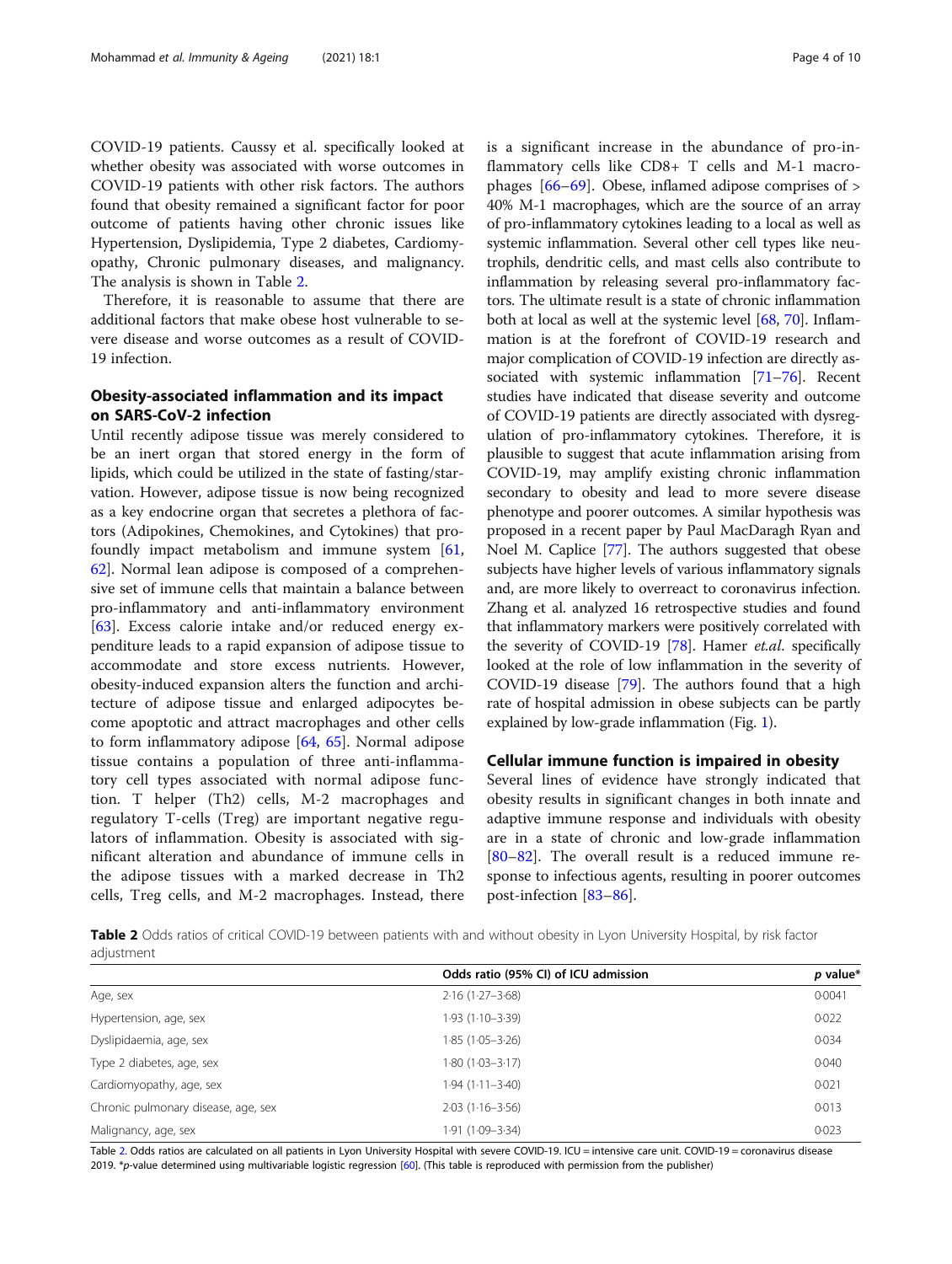COVID-19 patients. Caussy et al. specifically looked at whether obesity was associated with worse outcomes in COVID-19 patients with other risk factors. The authors found that obesity remained a significant factor for poor outcome of patients having other chronic issues like Hypertension, Dyslipidemia, Type 2 diabetes, Cardiomyopathy, Chronic pulmonary diseases, and malignancy. The analysis is shown in Table 2.

Therefore, it is reasonable to assume that there are additional factors that make obese host vulnerable to severe disease and worse outcomes as a result of COVID-19 infection.

## Obesity-associated inflammation and its impact on SARS-CoV-2 infection

Until recently adipose tissue was merely considered to be an inert organ that stored energy in the form of lipids, which could be utilized in the state of fasting/starvation. However, adipose tissue is now being recognized as a key endocrine organ that secretes a plethora of factors (Adipokines, Chemokines, and Cytokines) that profoundly impact metabolism and immune system [61, 62]. Normal lean adipose is composed of a comprehensive set of immune cells that maintain a balance between pro-inflammatory and anti-inflammatory environment [63]. Excess calorie intake and/or reduced energy expenditure leads to a rapid expansion of adipose tissue to accommodate and store excess nutrients. However, obesity-induced expansion alters the function and architecture of adipose tissue and enlarged adipocytes become apoptotic and attract macrophages and other cells to form inflammatory adipose [64, 65]. Normal adipose tissue contains a population of three anti-inflammatory cell types associated with normal adipose function. T helper (Th2) cells, M-2 macrophages and regulatory T-cells (Treg) are important negative regulators of inflammation. Obesity is associated with significant alteration and abundance of immune cells in the adipose tissues with a marked decrease in Th2 cells, Treg cells, and M-2 macrophages. Instead, there is a significant increase in the abundance of pro-inflammatory cells like CD8+ T cells and M-1 macrophages [66–69]. Obese, inflamed adipose comprises of > 40% M-1 macrophages, which are the source of an array of pro-inflammatory cytokines leading to a local as well as systemic inflammation. Several other cell types like neutrophils, dendritic cells, and mast cells also contribute to inflammation by releasing several pro-inflammatory factors. The ultimate result is a state of chronic inflammation both at local as well at the systemic level [68, 70]. Inflammation is at the forefront of COVID-19 research and major complication of COVID-19 infection are directly associated with systemic inflammation [71–76]. Recent studies have indicated that disease severity and outcome of COVID-19 patients are directly associated with dysregulation of pro-inflammatory cytokines. Therefore, it is plausible to suggest that acute inflammation arising from COVID-19, may amplify existing chronic inflammation secondary to obesity and lead to more severe disease phenotype and poorer outcomes. A similar hypothesis was proposed in a recent paper by Paul MacDaragh Ryan and Noel M. Caplice [77]. The authors suggested that obese subjects have higher levels of various inflammatory signals and, are more likely to overreact to coronavirus infection. Zhang et al. analyzed 16 retrospective studies and found that inflammatory markers were positively correlated with the severity of COVID-19 [78]. Hamer *et.al.* specifically looked at the role of low inflammation in the severity of COVID-19 disease [79]. The authors found that a high rate of hospital admission in obese subjects can be partly explained by low-grade inflammation (Fig. 1).

## Cellular immune function is impaired in obesity

Several lines of evidence have strongly indicated that obesity results in significant changes in both innate and adaptive immune response and individuals with obesity are in a state of chronic and low-grade inflammation [80–82]. The overall result is a reduced immune response to infectious agents, resulting in poorer outcomes post-infection [83–86].

**Table 2** Odds ratios of critical COVID-19 between patients with and without obesity in Lyon University Hospital, by risk factor adjustment

| | Odds ratio (95% CI) of ICU admission | *p* value* |
|---|---|---|
| Age, sex | 2·16 (1·27–3·68) | 0·0041 |
| Hypertension, age, sex | 1·93 (1·10–3·39) | 0·022 |
| Dyslipidaemia, age, sex | 1·85 (1·05–3·26) | 0·034 |
| Type 2 diabetes, age, sex | 1·80 (1·03–3·17) | 0·040 |
| Cardiomyopathy, age, sex | 1·94 (1·11–3·40) | 0·021 |
| Chronic pulmonary disease, age, sex | 2·03 (1·16–3·56) | 0·013 |
| Malignancy, age, sex | 1·91 (1·09–3·34) | 0·023 |

Table 2. Odds ratios are calculated on all patients in Lyon University Hospital with severe COVID-19. ICU = intensive care unit. COVID-19 = coronavirus disease 2019. *p-value determined using multivariable logistic regression [60]. (This table is reproduced with permission from the publisher)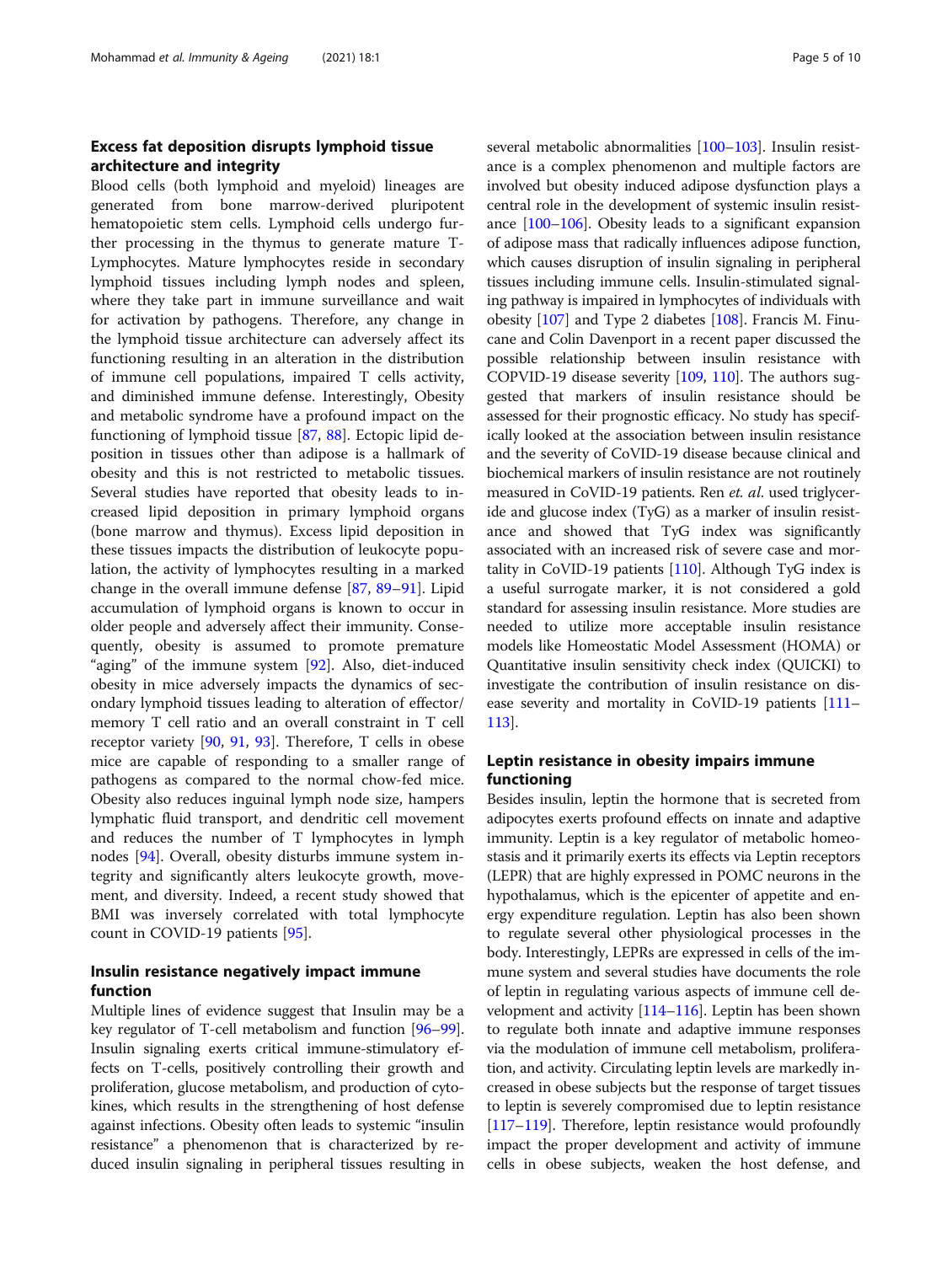## Excess fat deposition disrupts lymphoid tissue architecture and integrity

Blood cells (both lymphoid and myeloid) lineages are generated from bone marrow-derived pluripotent hematopoietic stem cells. Lymphoid cells undergo further processing in the thymus to generate mature T-Lymphocytes. Mature lymphocytes reside in secondary lymphoid tissues including lymph nodes and spleen, where they take part in immune surveillance and wait for activation by pathogens. Therefore, any change in the lymphoid tissue architecture can adversely affect its functioning resulting in an alteration in the distribution of immune cell populations, impaired T cells activity, and diminished immune defense. Interestingly, Obesity and metabolic syndrome have a profound impact on the functioning of lymphoid tissue [87, 88]. Ectopic lipid deposition in tissues other than adipose is a hallmark of obesity and this is not restricted to metabolic tissues. Several studies have reported that obesity leads to increased lipid deposition in primary lymphoid organs (bone marrow and thymus). Excess lipid deposition in these tissues impacts the distribution of leukocyte population, the activity of lymphocytes resulting in a marked change in the overall immune defense [87, 89–91]. Lipid accumulation of lymphoid organs is known to occur in older people and adversely affect their immunity. Consequently, obesity is assumed to promote premature "aging" of the immune system [92]. Also, diet-induced obesity in mice adversely impacts the dynamics of secondary lymphoid tissues leading to alteration of effector/memory T cell ratio and an overall constraint in T cell receptor variety [90, 91, 93]. Therefore, T cells in obese mice are capable of responding to a smaller range of pathogens as compared to the normal chow-fed mice. Obesity also reduces inguinal lymph node size, hampers lymphatic fluid transport, and dendritic cell movement and reduces the number of T lymphocytes in lymph nodes [94]. Overall, obesity disturbs immune system integrity and significantly alters leukocyte growth, movement, and diversity. Indeed, a recent study showed that BMI was inversely correlated with total lymphocyte count in COVID-19 patients [95].

## Insulin resistance negatively impact immune function

Multiple lines of evidence suggest that Insulin may be a key regulator of T-cell metabolism and function [96–99]. Insulin signaling exerts critical immune-stimulatory effects on T-cells, positively controlling their growth and proliferation, glucose metabolism, and production of cytokines, which results in the strengthening of host defense against infections. Obesity often leads to systemic "insulin resistance" a phenomenon that is characterized by reduced insulin signaling in peripheral tissues resulting in several metabolic abnormalities [100–103]. Insulin resistance is a complex phenomenon and multiple factors are involved but obesity induced adipose dysfunction plays a central role in the development of systemic insulin resistance [100–106]. Obesity leads to a significant expansion of adipose mass that radically influences adipose function, which causes disruption of insulin signaling in peripheral tissues including immune cells. Insulin-stimulated signaling pathway is impaired in lymphocytes of individuals with obesity [107] and Type 2 diabetes [108]. Francis M. Finucane and Colin Davenport in a recent paper discussed the possible relationship between insulin resistance with COPVID-19 disease severity [109, 110]. The authors suggested that markers of insulin resistance should be assessed for their prognostic efficacy. No study has specifically looked at the association between insulin resistance and the severity of CoVID-19 disease because clinical and biochemical markers of insulin resistance are not routinely measured in CoVID-19 patients. Ren *et. al.* used triglyceride and glucose index (TyG) as a marker of insulin resistance and showed that TyG index was significantly associated with an increased risk of severe case and mortality in CoVID-19 patients [110]. Although TyG index is a useful surrogate marker, it is not considered a gold standard for assessing insulin resistance. More studies are needed to utilize more acceptable insulin resistance models like Homeostatic Model Assessment (HOMA) or Quantitative insulin sensitivity check index (QUICKI) to investigate the contribution of insulin resistance on disease severity and mortality in CoVID-19 patients [111–113].

## Leptin resistance in obesity impairs immune functioning

Besides insulin, leptin the hormone that is secreted from adipocytes exerts profound effects on innate and adaptive immunity. Leptin is a key regulator of metabolic homeostasis and it primarily exerts its effects via Leptin receptors (LEPR) that are highly expressed in POMC neurons in the hypothalamus, which is the epicenter of appetite and energy expenditure regulation. Leptin has also been shown to regulate several other physiological processes in the body. Interestingly, LEPRs are expressed in cells of the immune system and several studies have documents the role of leptin in regulating various aspects of immune cell development and activity [114–116]. Leptin has been shown to regulate both innate and adaptive immune responses via the modulation of immune cell metabolism, proliferation, and activity. Circulating leptin levels are markedly increased in obese subjects but the response of target tissues to leptin is severely compromised due to leptin resistance [117–119]. Therefore, leptin resistance would profoundly impact the proper development and activity of immune cells in obese subjects, weaken the host defense, and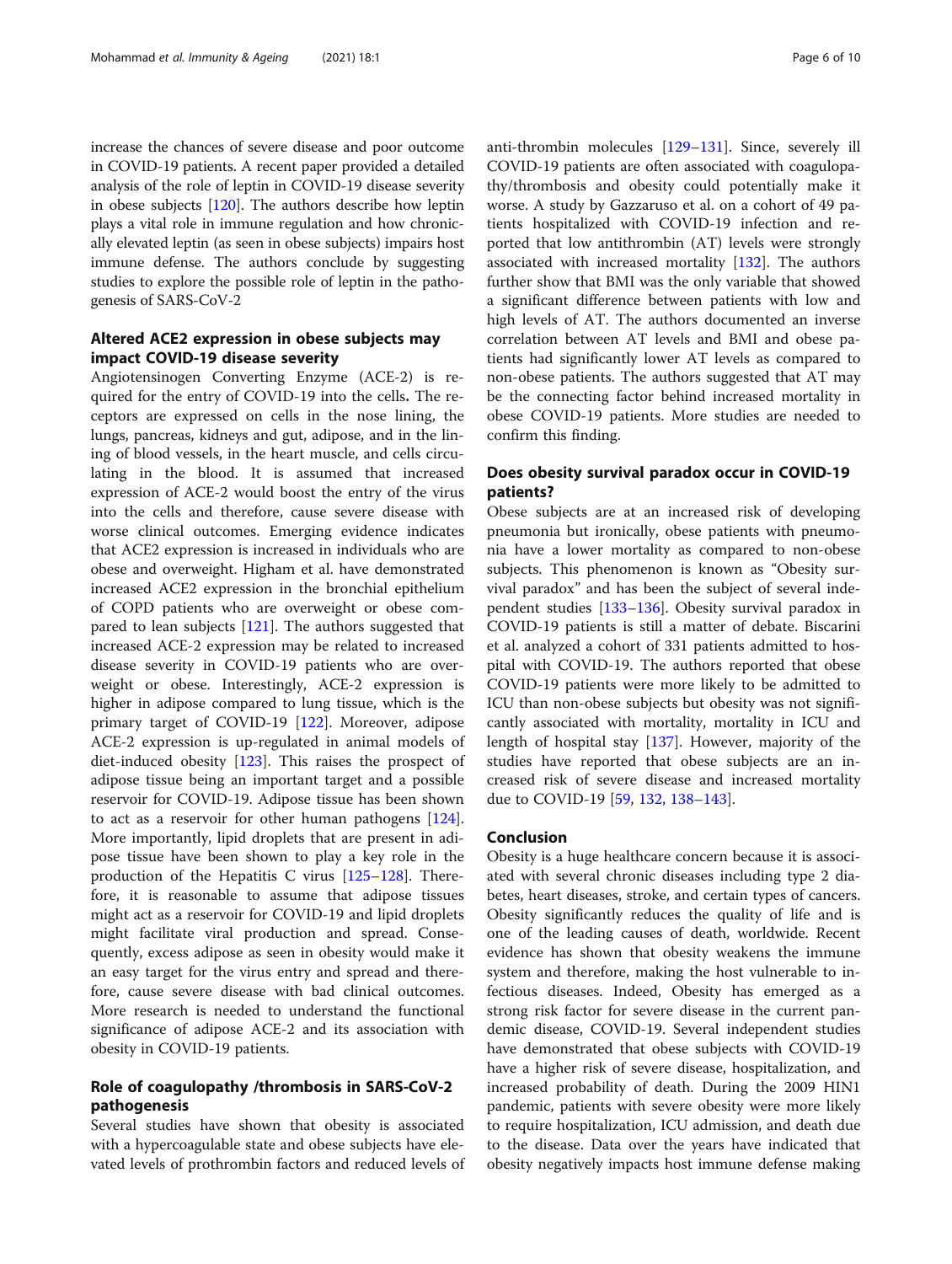increase the chances of severe disease and poor outcome in COVID-19 patients. A recent paper provided a detailed analysis of the role of leptin in COVID-19 disease severity in obese subjects [120]. The authors describe how leptin plays a vital role in immune regulation and how chronically elevated leptin (as seen in obese subjects) impairs host immune defense. The authors conclude by suggesting studies to explore the possible role of leptin in the pathogenesis of SARS-CoV-2

## Altered ACE2 expression in obese subjects may impact COVID-19 disease severity

Angiotensinogen Converting Enzyme (ACE-2) is required for the entry of COVID-19 into the cells**.** The receptors are expressed on cells in the nose lining, the lungs, pancreas, kidneys and gut, adipose, and in the lining of blood vessels, in the heart muscle, and cells circulating in the blood. It is assumed that increased expression of ACE-2 would boost the entry of the virus into the cells and therefore, cause severe disease with worse clinical outcomes. Emerging evidence indicates that ACE2 expression is increased in individuals who are obese and overweight. Higham et al. have demonstrated increased ACE2 expression in the bronchial epithelium of COPD patients who are overweight or obese compared to lean subjects [121]. The authors suggested that increased ACE-2 expression may be related to increased disease severity in COVID-19 patients who are overweight or obese. Interestingly, ACE-2 expression is higher in adipose compared to lung tissue, which is the primary target of COVID-19 [122]. Moreover, adipose ACE-2 expression is up-regulated in animal models of diet-induced obesity [123]. This raises the prospect of adipose tissue being an important target and a possible reservoir for COVID-19. Adipose tissue has been shown to act as a reservoir for other human pathogens [124]. More importantly, lipid droplets that are present in adipose tissue have been shown to play a key role in the production of the Hepatitis C virus [125–128]. Therefore, it is reasonable to assume that adipose tissues might act as a reservoir for COVID-19 and lipid droplets might facilitate viral production and spread. Consequently, excess adipose as seen in obesity would make it an easy target for the virus entry and spread and therefore, cause severe disease with bad clinical outcomes. More research is needed to understand the functional significance of adipose ACE-2 and its association with obesity in COVID-19 patients.

## Role of coagulopathy /thrombosis in SARS-CoV-2 pathogenesis

Several studies have shown that obesity is associated with a hypercoagulable state and obese subjects have elevated levels of prothrombin factors and reduced levels of anti-thrombin molecules [129–131]. Since, severely ill COVID-19 patients are often associated with coagulopathy/thrombosis and obesity could potentially make it worse. A study by Gazzaruso et al. on a cohort of 49 patients hospitalized with COVID-19 infection and reported that low antithrombin (AT) levels were strongly associated with increased mortality [132]. The authors further show that BMI was the only variable that showed a significant difference between patients with low and high levels of AT. The authors documented an inverse correlation between AT levels and BMI and obese patients had significantly lower AT levels as compared to non-obese patients. The authors suggested that AT may be the connecting factor behind increased mortality in obese COVID-19 patients. More studies are needed to confirm this finding.

## Does obesity survival paradox occur in COVID-19 patients?

Obese subjects are at an increased risk of developing pneumonia but ironically, obese patients with pneumonia have a lower mortality as compared to non-obese subjects. This phenomenon is known as "Obesity survival paradox" and has been the subject of several independent studies [133–136]. Obesity survival paradox in COVID-19 patients is still a matter of debate. Biscarini et al. analyzed a cohort of 331 patients admitted to hospital with COVID-19. The authors reported that obese COVID-19 patients were more likely to be admitted to ICU than non-obese subjects but obesity was not significantly associated with mortality, mortality in ICU and length of hospital stay [137]. However, majority of the studies have reported that obese subjects are an increased risk of severe disease and increased mortality due to COVID-19 [59, 132, 138–143].

## Conclusion

Obesity is a huge healthcare concern because it is associated with several chronic diseases including type 2 diabetes, heart diseases, stroke, and certain types of cancers. Obesity significantly reduces the quality of life and is one of the leading causes of death, worldwide. Recent evidence has shown that obesity weakens the immune system and therefore, making the host vulnerable to infectious diseases. Indeed, Obesity has emerged as a strong risk factor for severe disease in the current pandemic disease, COVID-19. Several independent studies have demonstrated that obese subjects with COVID-19 have a higher risk of severe disease, hospitalization, and increased probability of death. During the 2009 HIN1 pandemic, patients with severe obesity were more likely to require hospitalization, ICU admission, and death due to the disease. Data over the years have indicated that obesity negatively impacts host immune defense making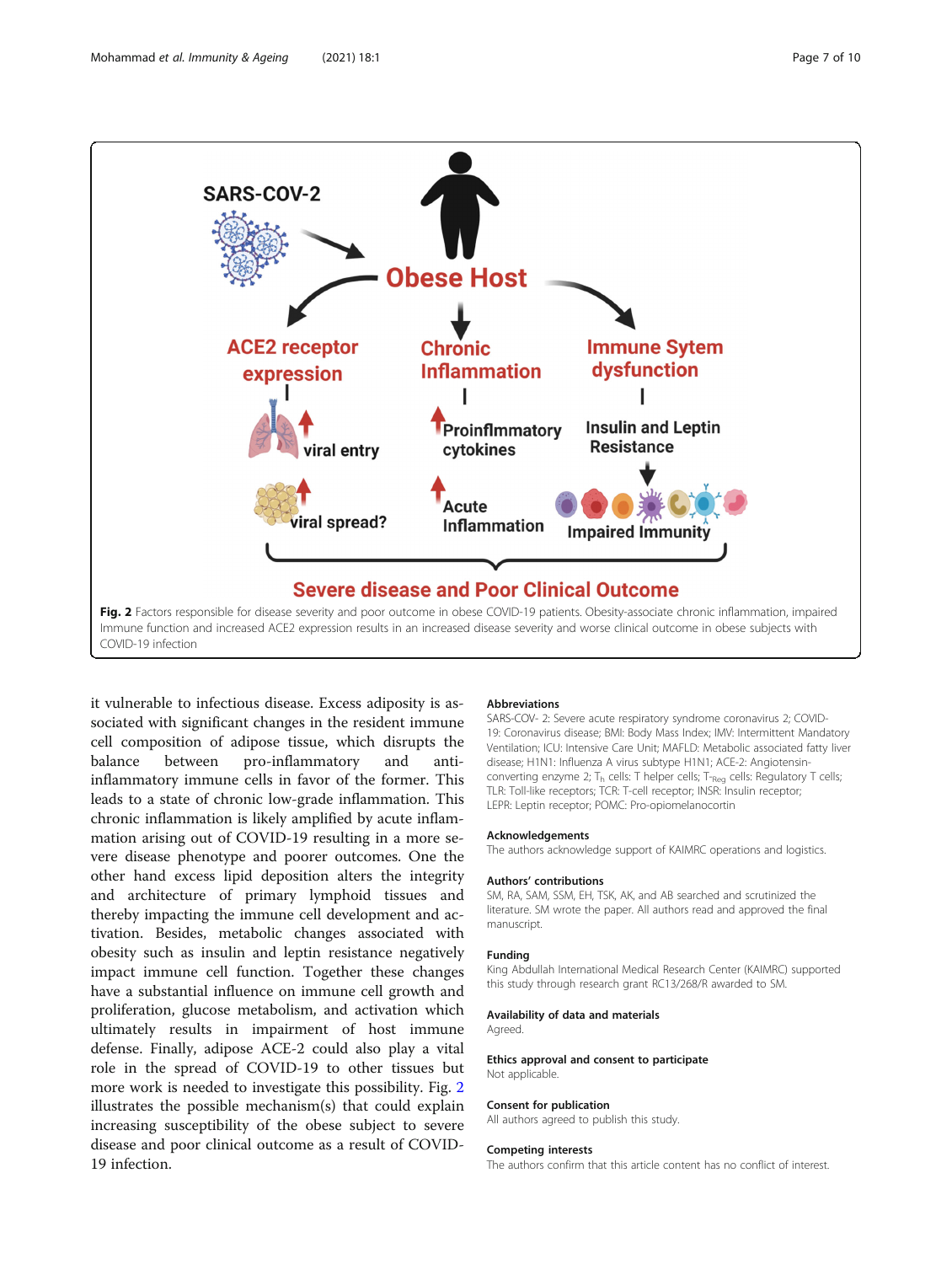**Fig. 2** Factors responsible for disease severity and poor outcome in obese COVID-19 patients. Obesity-associate chronic inflammation, impaired Immune function and increased ACE2 expression results in an increased disease severity and worse clinical outcome in obese subjects with COVID-19 infection

it vulnerable to infectious disease. Excess adiposity is associated with significant changes in the resident immune cell composition of adipose tissue, which disrupts the balance between pro-inflammatory and anti-inflammatory immune cells in favor of the former. This leads to a state of chronic low-grade inflammation. This chronic inflammation is likely amplified by acute inflammation arising out of COVID-19 resulting in a more severe disease phenotype and poorer outcomes. One the other hand excess lipid deposition alters the integrity and architecture of primary lymphoid tissues and thereby impacting the immune cell development and activation. Besides, metabolic changes associated with obesity such as insulin and leptin resistance negatively impact immune cell function. Together these changes have a substantial influence on immune cell growth and proliferation, glucose metabolism, and activation which ultimately results in impairment of host immune defense. Finally, adipose ACE-2 could also play a vital role in the spread of COVID-19 to other tissues but more work is needed to investigate this possibility. Fig. 2 illustrates the possible mechanism(s) that could explain increasing susceptibility of the obese subject to severe disease and poor clinical outcome as a result of COVID-19 infection.

### Abbreviations

SARS-COV- 2: Severe acute respiratory syndrome coronavirus 2; COVID-19: Coronavirus disease; BMI: Body Mass Index; IMV: Intermittent Mandatory Ventilation; ICU: Intensive Care Unit; MAFLD: Metabolic associated fatty liver disease; H1N1: Influenza A virus subtype H1N1; ACE-2: Angiotensin-converting enzyme 2; $T_h$ cells: T helper cells; $T_{Reg}$ cells: Regulatory T cells; TLR: Toll-like receptors; TCR: T-cell receptor; INSR: Insulin receptor; LEPR: Leptin receptor; POMC: Pro-opiomelanocortin

### Acknowledgements

The authors acknowledge support of KAIMRC operations and logistics.

### Authors' contributions

SM, RA, SAM, SSM, EH, TSK, AK, and AB searched and scrutinized the literature. SM wrote the paper. All authors read and approved the final manuscript.

### Funding

King Abdullah International Medical Research Center (KAIMRC) supported this study through research grant RC13/268/R awarded to SM.

### Availability of data and materials

Agreed.

### Ethics approval and consent to participate

Not applicable.

### Consent for publication

All authors agreed to publish this study.

### Competing interests

The authors confirm that this article content has no conflict of interest.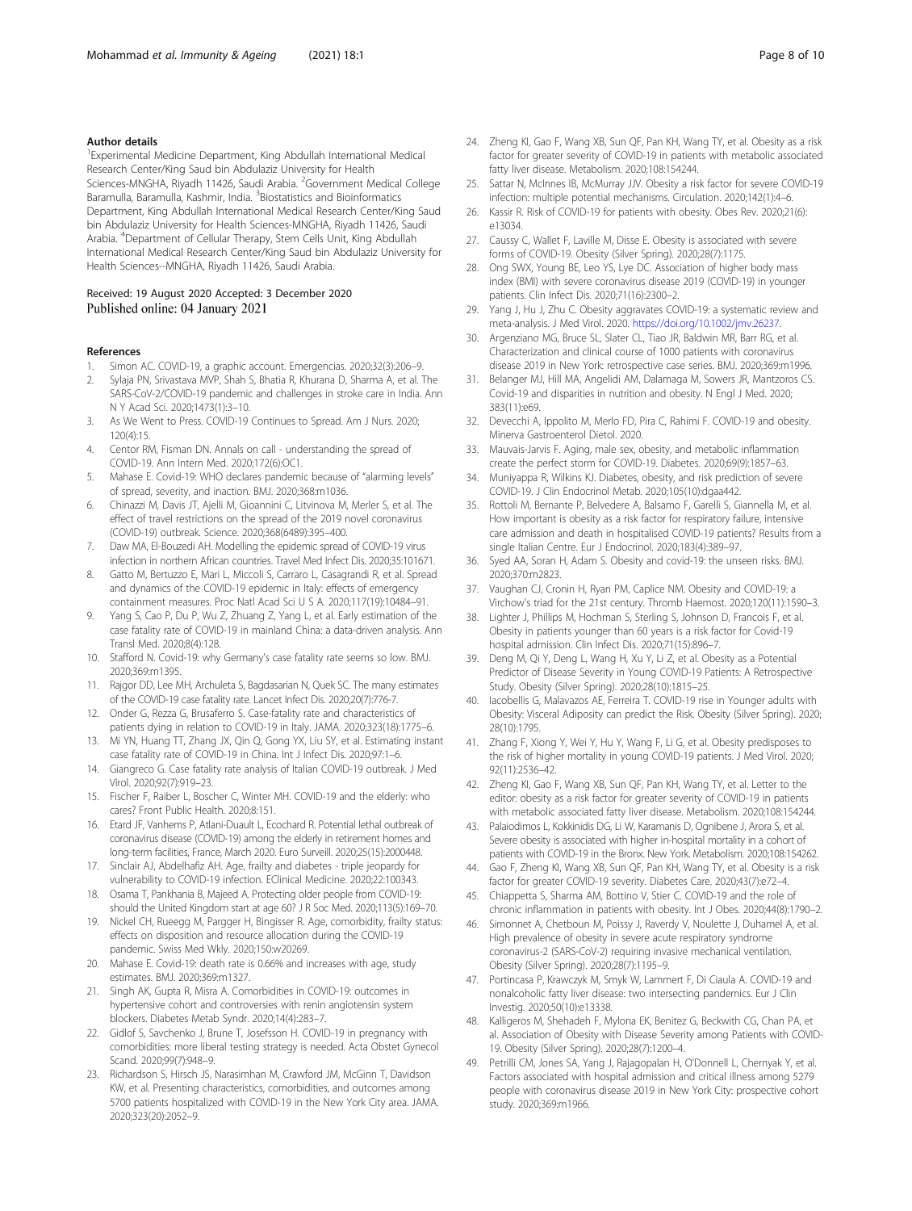#### Author details

[1]Experimental Medicine Department, King Abdullah International Medical Research Center/King Saud bin Abdulaziz University for Health Sciences-MNGHA, Riyadh 11426, Saudi Arabia. [2]Government Medical College Baramulla, Baramulla, Kashmir, India. [3]Biostatistics and Bioinformatics Department, King Abdullah International Medical Research Center/King Saud bin Abdulaziz University for Health Sciences-MNGHA, Riyadh 11426, Saudi Arabia. [4]Department of Cellular Therapy, Stem Cells Unit, King Abdullah International Medical Research Center/King Saud bin Abdulaziz University for Health Sciences--MNGHA, Riyadh 11426, Saudi Arabia.

Received: 19 August 2020 Accepted: 3 December 2020
Published online: 04 January 2021

#### References

1. Simon AC. COVID-19, a graphic account. Emergencias. 2020;32(3):206–9.
2. Sylaja PN, Srivastava MVP, Shah S, Bhatia R, Khurana D, Sharma A, et al. The SARS-CoV-2/COVID-19 pandemic and challenges in stroke care in India. Ann N Y Acad Sci. 2020;1473(1):3–10.
3. As We Went to Press. COVID-19 Continues to Spread. Am J Nurs. 2020; 120(4):15.
4. Centor RM, Fisman DN. Annals on call - understanding the spread of COVID-19. Ann Intern Med. 2020;172(6):OC1.
5. Mahase E. Covid-19: WHO declares pandemic because of "alarming levels" of spread, severity, and inaction. BMJ. 2020;368:m1036.
6. Chinazzi M, Davis JT, Ajelli M, Gioannini C, Litvinova M, Merler S, et al. The effect of travel restrictions on the spread of the 2019 novel coronavirus (COVID-19) outbreak. Science. 2020;368(6489):395–400.
7. Daw MA, El-Bouzedi AH. Modelling the epidemic spread of COVID-19 virus infection in northern African countries. Travel Med Infect Dis. 2020;35:101671.
8. Gatto M, Bertuzzo E, Mari L, Miccoli S, Carraro L, Casagrandi R, et al. Spread and dynamics of the COVID-19 epidemic in Italy: effects of emergency containment measures. Proc Natl Acad Sci U S A. 2020;117(19):10484–91.
9. Yang S, Cao P, Du P, Wu Z, Zhuang Z, Yang L, et al. Early estimation of the case fatality rate of COVID-19 in mainland China: a data-driven analysis. Ann Transl Med. 2020;8(4):128.
10. Stafford N. Covid-19: why Germany's case fatality rate seems so low. BMJ. 2020;369:m1395.
11. Rajgor DD, Lee MH, Archuleta S, Bagdasarian N, Quek SC. The many estimates of the COVID-19 case fatality rate. Lancet Infect Dis. 2020;20(7):776-7.
12. Onder G, Rezza G, Brusaferro S. Case-fatality rate and characteristics of patients dying in relation to COVID-19 in Italy. JAMA. 2020;323(18):1775–6.
13. Mi YN, Huang TT, Zhang JX, Qin Q, Gong YX, Liu SY, et al. Estimating instant case fatality rate of COVID-19 in China. Int J Infect Dis. 2020;97:1–6.
14. Giangreco G. Case fatality rate analysis of Italian COVID-19 outbreak. J Med Virol. 2020;92(7):919–23.
15. Fischer F, Raiber L, Boscher C, Winter MH. COVID-19 and the elderly: who cares? Front Public Health. 2020;8:151.
16. Etard JF, Vanhems P, Atlani-Duault L, Ecochard R. Potential lethal outbreak of coronavirus disease (COVID-19) among the elderly in retirement homes and long-term facilities, France, March 2020. Euro Surveill. 2020;25(15):2000448.
17. Sinclair AJ, Abdelhafiz AH. Age, frailty and diabetes - triple jeopardy for vulnerability to COVID-19 infection. EClinical Medicine. 2020;22:100343.
18. Osama T, Pankhania B, Majeed A. Protecting older people from COVID-19: should the United Kingdom start at age 60? J R Soc Med. 2020;113(5):169–70.
19. Nickel CH, Rueegg M, Pargger H, Bingisser R. Age, comorbidity, frailty status: effects on disposition and resource allocation during the COVID-19 pandemic. Swiss Med Wkly. 2020;150:w20269.
20. Mahase E. Covid-19: death rate is 0.66% and increases with age, study estimates. BMJ. 2020;369:m1327.
21. Singh AK, Gupta R, Misra A. Comorbidities in COVID-19: outcomes in hypertensive cohort and controversies with renin angiotensin system blockers. Diabetes Metab Syndr. 2020;14(4):283–7.
22. Gidlof S, Savchenko J, Brune T, Josefsson H. COVID-19 in pregnancy with comorbidities: more liberal testing strategy is needed. Acta Obstet Gynecol Scand. 2020;99(7):948–9.
23. Richardson S, Hirsch JS, Narasimhan M, Crawford JM, McGinn T, Davidson KW, et al. Presenting characteristics, comorbidities, and outcomes among 5700 patients hospitalized with COVID-19 in the New York City area. JAMA. 2020;323(20):2052–9.
24. Zheng KI, Gao F, Wang XB, Sun QF, Pan KH, Wang TY, et al. Obesity as a risk factor for greater severity of COVID-19 in patients with metabolic associated fatty liver disease. Metabolism. 2020;108:154244.
25. Sattar N, McInnes IB, McMurray JJV. Obesity a risk factor for severe COVID-19 infection: multiple potential mechanisms. Circulation. 2020;142(1):4–6.
26. Kassir R. Risk of COVID-19 for patients with obesity. Obes Rev. 2020;21(6): e13034.
27. Caussy C, Wallet F, Laville M, Disse E. Obesity is associated with severe forms of COVID-19. Obesity (Silver Spring). 2020;28(7):1175.
28. Ong SWX, Young BE, Leo YS, Lye DC. Association of higher body mass index (BMI) with severe coronavirus disease 2019 (COVID-19) in younger patients. Clin Infect Dis. 2020;71(16):2300–2.
29. Yang J, Hu J, Zhu C. Obesity aggravates COVID-19: a systematic review and meta-analysis. J Med Virol. 2020. https://doi.org/10.1002/jmv.26237.
30. Argenziano MG, Bruce SL, Slater CL, Tiao JR, Baldwin MR, Barr RG, et al. Characterization and clinical course of 1000 patients with coronavirus disease 2019 in New York: retrospective case series. BMJ. 2020;369:m1996.
31. Belanger MJ, Hill MA, Angelidi AM, Dalamaga M, Sowers JR, Mantzoros CS. Covid-19 and disparities in nutrition and obesity. N Engl J Med. 2020; 383(11):e69.
32. Devecchi A, Ippolito M, Merlo FD, Pira C, Rahimi F. COVID-19 and obesity. Minerva Gastroenterol Dietol. 2020.
33. Mauvais-Jarvis F. Aging, male sex, obesity, and metabolic inflammation create the perfect storm for COVID-19. Diabetes. 2020;69(9):1857–63.
34. Muniyappa R, Wilkins KJ. Diabetes, obesity, and risk prediction of severe COVID-19. J Clin Endocrinol Metab. 2020;105(10):dgaa442.
35. Rottoli M, Bernante P, Belvedere A, Balsamo F, Garelli S, Giannella M, et al. How important is obesity as a risk factor for respiratory failure, intensive care admission and death in hospitalised COVID-19 patients? Results from a single Italian Centre. Eur J Endocrinol. 2020;183(4):389–97.
36. Syed AA, Soran H, Adam S. Obesity and covid-19: the unseen risks. BMJ. 2020;370:m2823.
37. Vaughan CJ, Cronin H, Ryan PM, Caplice NM. Obesity and COVID-19: a Virchow's triad for the 21st century. Thromb Haemost. 2020;120(11):1590–3.
38. Lighter J, Phillips M, Hochman S, Sterling S, Johnson D, Francois F, et al. Obesity in patients younger than 60 years is a risk factor for Covid-19 hospital admission. Clin Infect Dis. 2020;71(15):896–7.
39. Deng M, Qi Y, Deng L, Wang H, Xu Y, Li Z, et al. Obesity as a Potential Predictor of Disease Severity in Young COVID-19 Patients: A Retrospective Study. Obesity (Silver Spring). 2020;28(10):1815–25.
40. Iacobellis G, Malavazos AE, Ferreira T. COVID-19 rise in Younger adults with Obesity: Visceral Adiposity can predict the Risk. Obesity (Silver Spring). 2020; 28(10):1795.
41. Zhang F, Xiong Y, Wei Y, Hu Y, Wang F, Li G, et al. Obesity predisposes to the risk of higher mortality in young COVID-19 patients. J Med Virol. 2020; 92(11):2536–42.
42. Zheng KI, Gao F, Wang XB, Sun QF, Pan KH, Wang TY, et al. Letter to the editor: obesity as a risk factor for greater severity of COVID-19 in patients with metabolic associated fatty liver disease. Metabolism. 2020;108:154244.
43. Palaiodimos L, Kokkinidis DG, Li W, Karamanis D, Ognibene J, Arora S, et al. Severe obesity is associated with higher in-hospital mortality in a cohort of patients with COVID-19 in the Bronx. New York. Metabolism. 2020;108:154262.
44. Gao F, Zheng KI, Wang XB, Sun QF, Pan KH, Wang TY, et al. Obesity is a risk factor for greater COVID-19 severity. Diabetes Care. 2020;43(7):e72–4.
45. Chiappetta S, Sharma AM, Bottino V, Stier C. COVID-19 and the role of chronic inflammation in patients with obesity. Int J Obes. 2020;44(8):1790–2.
46. Simonnet A, Chetboun M, Poissy J, Raverdy V, Noulette J, Duhamel A, et al. High prevalence of obesity in severe acute respiratory syndrome coronavirus-2 (SARS-CoV-2) requiring invasive mechanical ventilation. Obesity (Silver Spring). 2020;28(7):1195–9.
47. Portincasa P, Krawczyk M, Smyk W, Lammert F, Di Ciaula A. COVID-19 and nonalcoholic fatty liver disease: two intersecting pandemics. Eur J Clin Investig. 2020;50(10):e13338.
48. Kalligeros M, Shehadeh F, Mylona EK, Benitez G, Beckwith CG, Chan PA, et al. Association of Obesity with Disease Severity among Patients with COVID-19. Obesity (Silver Spring). 2020;28(7):1200–4.
49. Petrilli CM, Jones SA, Yang J, Rajagopalan H, O'Donnell L, Chernyak Y, et al. Factors associated with hospital admission and critical illness among 5279 people with coronavirus disease 2019 in New York City: prospective cohort study. 2020;369:m1966.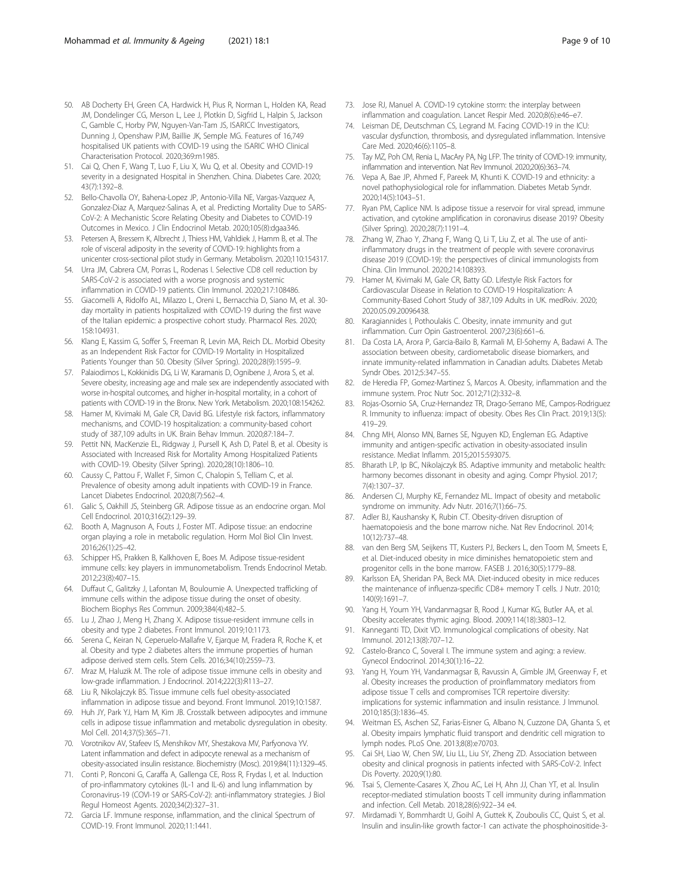50. AB Docherty EH, Green CA, Hardwick H, Pius R, Norman L, Holden KA, Read JM, Dondelinger CG, Merson L, Lee J, Plotkin D, Sigfrid L, Halpin S, Jackson C, Gamble C, Horby PW, Nguyen-Van-Tam JS, ISARICC Investigators, Dunning J, Openshaw PJM, Baillie JK, Semple MG. Features of 16,749 hospitalised UK patients with COVID-19 using the ISARIC WHO Clinical Characterisation Protocol. 2020;369:m1985.
51. Cai Q, Chen F, Wang T, Luo F, Liu X, Wu Q, et al. Obesity and COVID-19 severity in a designated Hospital in Shenzhen. China. Diabetes Care. 2020; 43(7):1392–8.
52. Bello-Chavolla OY, Bahena-Lopez JP, Antonio-Villa NE, Vargas-Vazquez A, Gonzalez-Diaz A, Marquez-Salinas A, et al. Predicting Mortality Due to SARS-CoV-2: A Mechanistic Score Relating Obesity and Diabetes to COVID-19 Outcomes in Mexico. J Clin Endocrinol Metab. 2020;105(8):dgaa346.
53. Petersen A, Bressem K, Albrecht J, Thiess HM, Vahldiek J, Hamm B, et al. The role of visceral adiposity in the severity of COVID-19: highlights from a unicenter cross-sectional pilot study in Germany. Metabolism. 2020;110:154317.
54. Urra JM, Cabrera CM, Porras L, Rodenas I. Selective CD8 cell reduction by SARS-CoV-2 is associated with a worse prognosis and systemic inflammation in COVID-19 patients. Clin Immunol. 2020;217:108486.
55. Giacomelli A, Ridolfo AL, Milazzo L, Oreni L, Bernacchia D, Siano M, et al. 30-day mortality in patients hospitalized with COVID-19 during the first wave of the Italian epidemic: a prospective cohort study. Pharmacol Res. 2020; 158:104931.
56. Klang E, Kassim G, Soffer S, Freeman R, Levin MA, Reich DL. Morbid Obesity as an Independent Risk Factor for COVID-19 Mortality in Hospitalized Patients Younger than 50. Obesity (Silver Spring). 2020;28(9):1595–9.
57. Palaiodimos L, Kokkinidis DG, Li W, Karamanis D, Ognibene J, Arora S, et al. Severe obesity, increasing age and male sex are independently associated with worse in-hospital outcomes, and higher in-hospital mortality, in a cohort of patients with COVID-19 in the Bronx. New York. Metabolism. 2020;108:154262.
58. Hamer M, Kivimaki M, Gale CR, David BG. Lifestyle risk factors, inflammatory mechanisms, and COVID-19 hospitalization: a community-based cohort study of 387,109 adults in UK. Brain Behav Immun. 2020;87:184–7.
59. Pettit NN, MacKenzie EL, Ridgway J, Pursell K, Ash D, Patel B, et al. Obesity is Associated with Increased Risk for Mortality Among Hospitalized Patients with COVID-19. Obesity (Silver Spring). 2020;28(10):1806–10.
60. Caussy C, Pattou F, Wallet F, Simon C, Chalopin S, Telliam C, et al. Prevalence of obesity among adult inpatients with COVID-19 in France. Lancet Diabetes Endocrinol. 2020;8(7):562–4.
61. Galic S, Oakhill JS, Steinberg GR. Adipose tissue as an endocrine organ. Mol Cell Endocrinol. 2010;316(2):129–39.
62. Booth A, Magnuson A, Fouts J, Foster MT. Adipose tissue: an endocrine organ playing a role in metabolic regulation. Horm Mol Biol Clin Invest. 2016;26(1):25–42.
63. Schipper HS, Prakken B, Kalkhoven E, Boes M. Adipose tissue-resident immune cells: key players in immunometabolism. Trends Endocrinol Metab. 2012;23(8):407–15.
64. Duffaut C, Galitzky J, Lafontan M, Bouloumie A. Unexpected trafficking of immune cells within the adipose tissue during the onset of obesity. Biochem Biophys Res Commun. 2009;384(4):482–5.
65. Lu J, Zhao J, Meng H, Zhang X. Adipose tissue-resident immune cells in obesity and type 2 diabetes. Front Immunol. 2019;10:1173.
66. Serena C, Keiran N, Ceperuelo-Mallafre V, Ejarque M, Fradera R, Roche K, et al. Obesity and type 2 diabetes alters the immune properties of human adipose derived stem cells. Stem Cells. 2016;34(10):2559–73.
67. Mraz M, Haluzik M. The role of adipose tissue immune cells in obesity and low-grade inflammation. J Endocrinol. 2014;222(3):R113–27.
68. Liu R, Nikolajczyk BS. Tissue immune cells fuel obesity-associated inflammation in adipose tissue and beyond. Front Immunol. 2019;10:1587.
69. Huh JY, Park YJ, Ham M, Kim JB. Crosstalk between adipocytes and immune cells in adipose tissue inflammation and metabolic dysregulation in obesity. Mol Cell. 2014;37(5):365–71.
70. Vorotnikov AV, Stafeev IS, Menshikov MY, Shestakova MV, Parfyonova YV. Latent inflammation and defect in adipocyte renewal as a mechanism of obesity-associated insulin resistance. Biochemistry (Mosc). 2019;84(11):1329–45.
71. Conti P, Ronconi G, Caraffa A, Gallenga CE, Ross R, Frydas I, et al. Induction of pro-inflammatory cytokines (IL-1 and IL-6) and lung inflammation by Coronavirus-19 (COVI-19 or SARS-CoV-2): anti-inflammatory strategies. J Biol Regul Homeost Agents. 2020;34(2):327–31.
72. Garcia LF. Immune response, inflammation, and the clinical Spectrum of COVID-19. Front Immunol. 2020;11:1441.
73. Jose RJ, Manuel A. COVID-19 cytokine storm: the interplay between inflammation and coagulation. Lancet Respir Med. 2020;8(6):e46–e7.
74. Leisman DE, Deutschman CS, Legrand M. Facing COVID-19 in the ICU: vascular dysfunction, thrombosis, and dysregulated inflammation. Intensive Care Med. 2020;46(6):1105–8.
75. Tay MZ, Poh CM, Renia L, MacAry PA, Ng LFP. The trinity of COVID-19: immunity, inflammation and intervention. Nat Rev Immunol. 2020;20(6):363–74.
76. Vepa A, Bae JP, Ahmed F, Pareek M, Khunti K. COVID-19 and ethnicity: a novel pathophysiological role for inflammation. Diabetes Metab Syndr. 2020;14(5):1043–51.
77. Ryan PM, Caplice NM. Is adipose tissue a reservoir for viral spread, immune activation, and cytokine amplification in coronavirus disease 2019? Obesity (Silver Spring). 2020;28(7):1191–4.
78. Zhang W, Zhao Y, Zhang F, Wang Q, Li T, Liu Z, et al. The use of anti-inflammatory drugs in the treatment of people with severe coronavirus disease 2019 (COVID-19): the perspectives of clinical immunologists from China. Clin Immunol. 2020;214:108393.
79. Hamer M, Kivimaki M, Gale CR, Batty GD. Lifestyle Risk Factors for Cardiovascular Disease in Relation to COVID-19 Hospitalization: A Community-Based Cohort Study of 387,109 Adults in UK. medRxiv. 2020; 2020.05.09.20096438.
80. Karagiannides I, Pothoulakis C. Obesity, innate immunity and gut inflammation. Curr Opin Gastroenterol. 2007;23(6):661–6.
81. Da Costa LA, Arora P, Garcia-Bailo B, Karmali M, El-Sohemy A, Badawi A. The association between obesity, cardiometabolic disease biomarkers, and innate immunity-related inflammation in Canadian adults. Diabetes Metab Syndr Obes. 2012;5:347–55.
82. de Heredia FP, Gomez-Martinez S, Marcos A. Obesity, inflammation and the immune system. Proc Nutr Soc. 2012;71(2):332–8.
83. Rojas-Osornio SA, Cruz-Hernandez TR, Drago-Serrano ME, Campos-Rodriguez R. Immunity to influenza: impact of obesity. Obes Res Clin Pract. 2019;13(5): 419–29.
84. Chng MH, Alonso MN, Barnes SE, Nguyen KD, Engleman EG. Adaptive immunity and antigen-specific activation in obesity-associated insulin resistance. Mediat Inflamm. 2015;2015:593075.
85. Bharath LP, Ip BC, Nikolajczyk BS. Adaptive immunity and metabolic health: harmony becomes dissonant in obesity and aging. Compr Physiol. 2017; 7(4):1307–37.
86. Andersen CJ, Murphy KE, Fernandez ML. Impact of obesity and metabolic syndrome on immunity. Adv Nutr. 2016;7(1):66–75.
87. Adler BJ, Kaushansky K, Rubin CT. Obesity-driven disruption of haematopoiesis and the bone marrow niche. Nat Rev Endocrinol. 2014; 10(12):737–48.
88. van den Berg SM, Seijkens TT, Kusters PJ, Beckers L, den Toom M, Smeets E, et al. Diet-induced obesity in mice diminishes hematopoietic stem and progenitor cells in the bone marrow. FASEB J. 2016;30(5):1779–88.
89. Karlsson EA, Sheridan PA, Beck MA. Diet-induced obesity in mice reduces the maintenance of influenza-specific CD8+ memory T cells. J Nutr. 2010; 140(9):1691–7.
90. Yang H, Youm YH, Vandanmagsar B, Rood J, Kumar KG, Butler AA, et al. Obesity accelerates thymic aging. Blood. 2009;114(18):3803–12.
91. Kanneganti TD, Dixit VD. Immunological complications of obesity. Nat Immunol. 2012;13(8):707–12.
92. Castelo-Branco C, Soveral I. The immune system and aging: a review. Gynecol Endocrinol. 2014;30(1):16–22.
93. Yang H, Youm YH, Vandanmagsar B, Ravussin A, Gimble JM, Greenway F, et al. Obesity increases the production of proinflammatory mediators from adipose tissue T cells and compromises TCR repertoire diversity: implications for systemic inflammation and insulin resistance. J Immunol. 2010;185(3):1836–45.
94. Weitman ES, Aschen SZ, Farias-Eisner G, Albano N, Cuzzone DA, Ghanta S, et al. Obesity impairs lymphatic fluid transport and dendritic cell migration to lymph nodes. PLoS One. 2013;8(8):e70703.
95. Cai SH, Liao W, Chen SW, Liu LL, Liu SY, Zheng ZD. Association between obesity and clinical prognosis in patients infected with SARS-CoV-2. Infect Dis Poverty. 2020;9(1):80.
96. Tsai S, Clemente-Casares X, Zhou AC, Lei H, Ahn JJ, Chan YT, et al. Insulin receptor-mediated stimulation boosts T cell immunity during inflammation and infection. Cell Metab. 2018;28(6):922–34 e4.
97. Mirdamadi Y, Bommhardt U, Goihl A, Guttek K, Zouboulis CC, Quist S, et al. Insulin and insulin-like growth factor-1 can activate the phosphoinositide-3-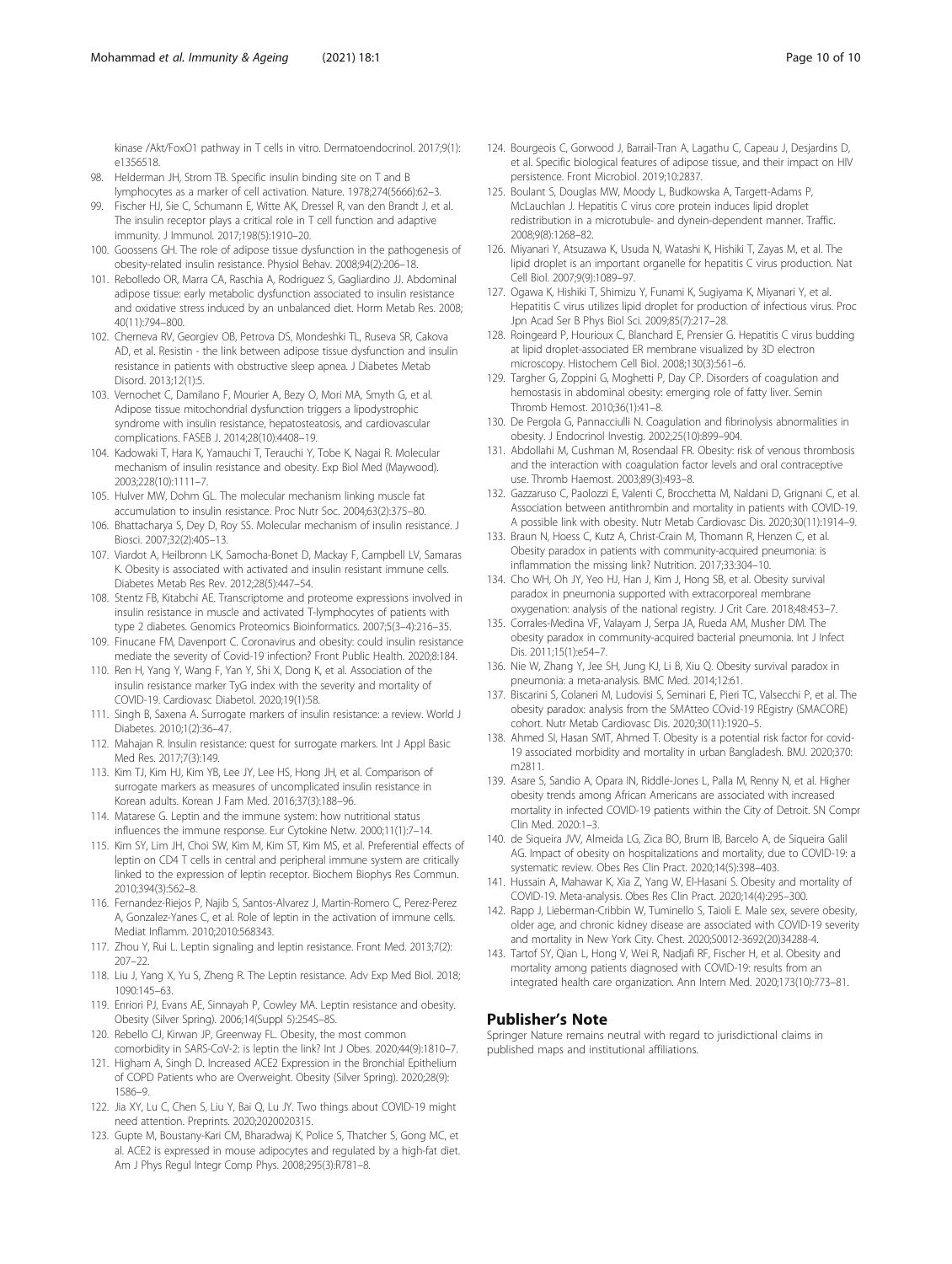kinase /Akt/FoxO1 pathway in T cells in vitro. Dermatoendocrinol. 2017;9(1): e1356518.

98. Helderman JH, Strom TB. Specific insulin binding site on T and B lymphocytes as a marker of cell activation. Nature. 1978;274(5666):62–3.
99. Fischer HJ, Sie C, Schumann E, Witte AK, Dressel R, van den Brandt J, et al. The insulin receptor plays a critical role in T cell function and adaptive immunity. J Immunol. 2017;198(5):1910–20.
100. Goossens GH. The role of adipose tissue dysfunction in the pathogenesis of obesity-related insulin resistance. Physiol Behav. 2008;94(2):206–18.
101. Rebolledo OR, Marra CA, Raschia A, Rodriguez S, Gagliardino JJ. Abdominal adipose tissue: early metabolic dysfunction associated to insulin resistance and oxidative stress induced by an unbalanced diet. Horm Metab Res. 2008; 40(11):794–800.
102. Cherneva RV, Georgiev OB, Petrova DS, Mondeshki TL, Ruseva SR, Cakova AD, et al. Resistin - the link between adipose tissue dysfunction and insulin resistance in patients with obstructive sleep apnea. J Diabetes Metab Disord. 2013;12(1):5.
103. Vernochet C, Damilano F, Mourier A, Bezy O, Mori MA, Smyth G, et al. Adipose tissue mitochondrial dysfunction triggers a lipodystrophic syndrome with insulin resistance, hepatosteatosis, and cardiovascular complications. FASEB J. 2014;28(10):4408–19.
104. Kadowaki T, Hara K, Yamauchi T, Terauchi Y, Tobe K, Nagai R. Molecular mechanism of insulin resistance and obesity. Exp Biol Med (Maywood). 2003;228(10):1111–7.
105. Hulver MW, Dohm GL. The molecular mechanism linking muscle fat accumulation to insulin resistance. Proc Nutr Soc. 2004;63(2):375–80.
106. Bhattacharya S, Dey D, Roy SS. Molecular mechanism of insulin resistance. J Biosci. 2007;32(2):405–13.
107. Viardot A, Heilbronn LK, Samocha-Bonet D, Mackay F, Campbell LV, Samaras K. Obesity is associated with activated and insulin resistant immune cells. Diabetes Metab Res Rev. 2012;28(5):447–54.
108. Stentz FB, Kitabchi AE. Transcriptome and proteome expressions involved in insulin resistance in muscle and activated T-lymphocytes of patients with type 2 diabetes. Genomics Proteomics Bioinformatics. 2007;5(3–4):216–35.
109. Finucane FM, Davenport C. Coronavirus and obesity: could insulin resistance mediate the severity of Covid-19 infection? Front Public Health. 2020;8:184.
110. Ren H, Yang Y, Wang F, Yan Y, Shi X, Dong K, et al. Association of the insulin resistance marker TyG index with the severity and mortality of COVID-19. Cardiovasc Diabetol. 2020;19(1):58.
111. Singh B, Saxena A. Surrogate markers of insulin resistance: a review. World J Diabetes. 2010;1(2):36–47.
112. Mahajan R. Insulin resistance: quest for surrogate markers. Int J Appl Basic Med Res. 2017;7(3):149.
113. Kim TJ, Kim HJ, Kim YB, Lee JY, Lee HS, Hong JH, et al. Comparison of surrogate markers as measures of uncomplicated insulin resistance in Korean adults. Korean J Fam Med. 2016;37(3):188–96.
114. Matarese G. Leptin and the immune system: how nutritional status influences the immune response. Eur Cytokine Netw. 2000;11(1):7–14.
115. Kim SY, Lim JH, Choi SW, Kim M, Kim ST, Kim MS, et al. Preferential effects of leptin on CD4 T cells in central and peripheral immune system are critically linked to the expression of leptin receptor. Biochem Biophys Res Commun. 2010;394(3):562–8.
116. Fernandez-Riejos P, Najib S, Santos-Alvarez J, Martin-Romero C, Perez-Perez A, Gonzalez-Yanes C, et al. Role of leptin in the activation of immune cells. Mediat Inflamm. 2010;2010:568343.
117. Zhou Y, Rui L. Leptin signaling and leptin resistance. Front Med. 2013;7(2): 207–22.
118. Liu J, Yang X, Yu S, Zheng R. The leptin resistance. Adv Exp Med Biol. 2018; 1090:145–63.
119. Enriori PJ, Evans AE, Sinnayah P, Cowley MA. Leptin resistance and obesity. Obesity (Silver Spring). 2006;14(Suppl 5):254S–8S.
120. Rebello CJ, Kirwan JP, Greenway FL. Obesity, the most common comorbidity in SARS-CoV-2: is leptin the link? Int J Obes. 2020;44(9):1810–7.
121. Higham A, Singh D. Increased ACE2 Expression in the Bronchial Epithelium of COPD Patients who are Overweight. Obesity (Silver Spring). 2020;28(9): 1586–9.
122. Jia XY, Lu C, Chen S, Liu Y, Bai Q, Lu JY. Two things about COVID-19 might need attention. Preprints. 2020;2020020315.
123. Gupte M, Boustany-Kari CM, Bharadwaj K, Police S, Thatcher S, Gong MC, et al. ACE2 is expressed in mouse adipocytes and regulated by a high-fat diet. Am J Phys Regul Integr Comp Phys. 2008;295(3):R781–8.
124. Bourgeois C, Gorwood J, Barrail-Tran A, Lagathu C, Capeau J, Desjardins D, et al. Specific biological features of adipose tissue, and their impact on HIV persistence. Front Microbiol. 2019;10:2837.
125. Boulant S, Douglas MW, Moody L, Budkowska A, Targett-Adams P, McLauchlan J. Hepatitis C virus core protein induces lipid droplet redistribution in a microtubule- and dynein-dependent manner. Traffic. 2008;9(8):1268–82.
126. Miyanari Y, Atsuzawa K, Usuda N, Watashi K, Hishiki T, Zayas M, et al. The lipid droplet is an important organelle for hepatitis C virus production. Nat Cell Biol. 2007;9(9):1089–97.
127. Ogawa K, Hishiki T, Shimizu Y, Funami K, Sugiyama K, Miyanari Y, et al. Hepatitis C virus utilizes lipid droplet for production of infectious virus. Proc Jpn Acad Ser B Phys Biol Sci. 2009;85(7):217–28.
128. Roingeard P, Hourioux C, Blanchard E, Prensier G. Hepatitis C virus budding at lipid droplet-associated ER membrane visualized by 3D electron microscopy. Histochem Cell Biol. 2008;130(3):561–6.
129. Targher G, Zoppini G, Moghetti P, Day CP. Disorders of coagulation and hemostasis in abdominal obesity: emerging role of fatty liver. Semin Thromb Hemost. 2010;36(1):41–8.
130. De Pergola G, Pannacciulli N. Coagulation and fibrinolysis abnormalities in obesity. J Endocrinol Investig. 2002;25(10):899–904.
131. Abdollahi M, Cushman M, Rosendaal FR. Obesity: risk of venous thrombosis and the interaction with coagulation factor levels and oral contraceptive use. Thromb Haemost. 2003;89(3):493–8.
132. Gazzaruso C, Paolozzi E, Valenti C, Brocchetta M, Naldani D, Grignani C, et al. Association between antithrombin and mortality in patients with COVID-19. A possible link with obesity. Nutr Metab Cardiovasc Dis. 2020;30(11):1914–9.
133. Braun N, Hoess C, Kutz A, Christ-Crain M, Thomann R, Henzen C, et al. Obesity paradox in patients with community-acquired pneumonia: is inflammation the missing link? Nutrition. 2017;33:304–10.
134. Cho WH, Oh JY, Yeo HJ, Han J, Kim J, Hong SB, et al. Obesity survival paradox in pneumonia supported with extracorporeal membrane oxygenation: analysis of the national registry. J Crit Care. 2018;48:453–7.
135. Corrales-Medina VF, Valayam J, Serpa JA, Rueda AM, Musher DM. The obesity paradox in community-acquired bacterial pneumonia. Int J Infect Dis. 2011;15(1):e54–7.
136. Nie W, Zhang Y, Jee SH, Jung KJ, Li B, Xiu Q. Obesity survival paradox in pneumonia: a meta-analysis. BMC Med. 2014;12:61.
137. Biscarini S, Colaneri M, Ludovisi S, Seminari E, Pieri TC, Valsecchi P, et al. The obesity paradox: analysis from the SMAtteo COvid-19 REgistry (SMACORE) cohort. Nutr Metab Cardiovasc Dis. 2020;30(11):1920–5.
138. Ahmed SI, Hasan SMT, Ahmed T. Obesity is a potential risk factor for covid-19 associated morbidity and mortality in urban Bangladesh. BMJ. 2020;370: m2811.
139. Asare S, Sandio A, Opara IN, Riddle-Jones L, Palla M, Renny N, et al. Higher obesity trends among African Americans are associated with increased mortality in infected COVID-19 patients within the City of Detroit. SN Compr Clin Med. 2020:1–3.
140. de Siqueira JVV, Almeida LG, Zica BO, Brum IB, Barcelo A, de Siqueira Galil AG. Impact of obesity on hospitalizations and mortality, due to COVID-19: a systematic review. Obes Res Clin Pract. 2020;14(5):398–403.
141. Hussain A, Mahawar K, Xia Z, Yang W, El-Hasani S. Obesity and mortality of COVID-19. Meta-analysis. Obes Res Clin Pract. 2020;14(4):295–300.
142. Rapp J, Lieberman-Cribbin W, Tuminello S, Taioli E. Male sex, severe obesity, older age, and chronic kidney disease are associated with COVID-19 severity and mortality in New York City. Chest. 2020;S0012-3692(20)34288-4.
143. Tartof SY, Qian L, Hong V, Wei R, Nadjafi RF, Fischer H, et al. Obesity and mortality among patients diagnosed with COVID-19: results from an integrated health care organization. Ann Intern Med. 2020;173(10):773–81.

## Publisher's Note

Springer Nature remains neutral with regard to jurisdictional claims in published maps and institutional affiliations.